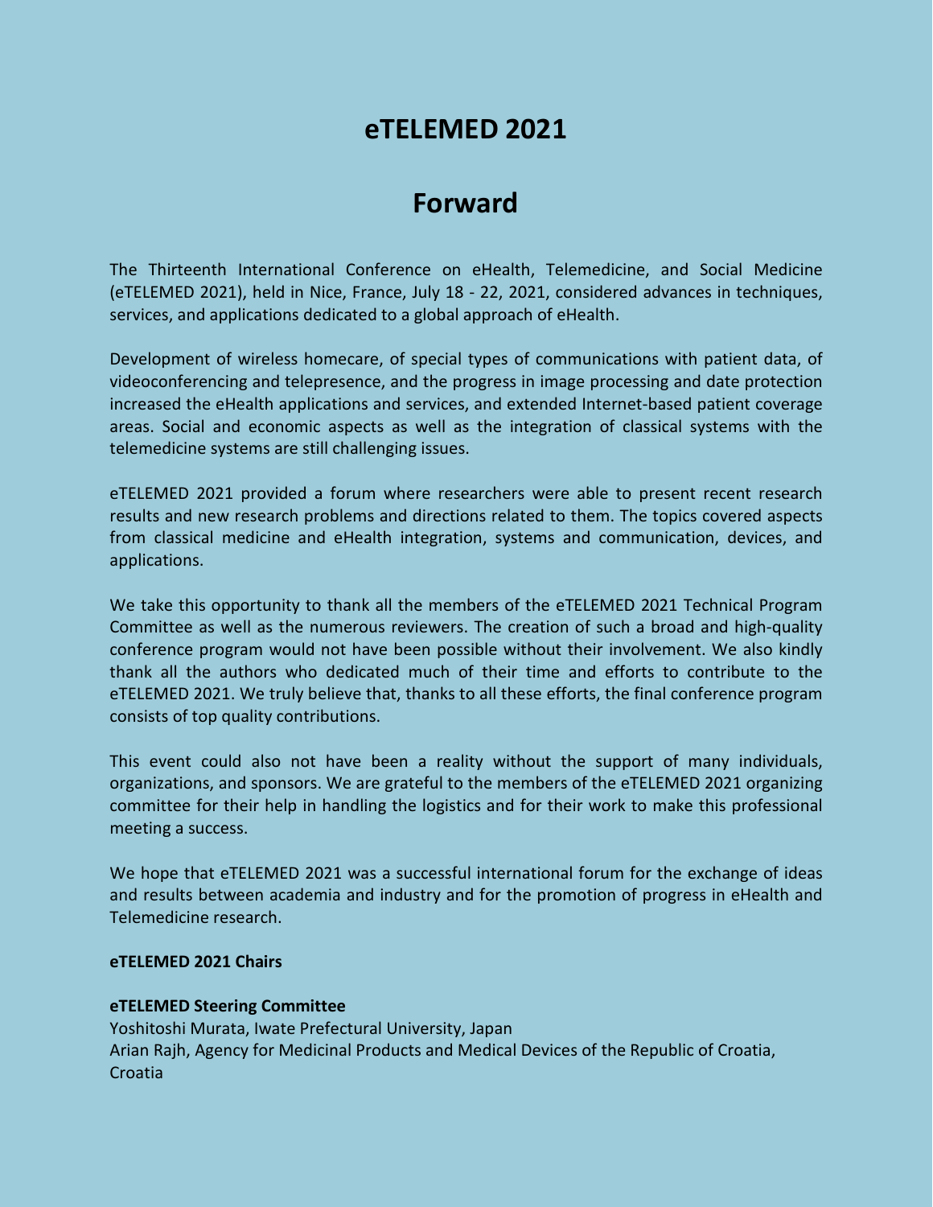# eTELEMED 2021

## Forward

The Thirteenth International Conference on eHealth, Telemedicine, and Social Medicine (eTELEMED 2021), held in Nice, France, July 18 - 22, 2021, considered advances in techniques, services, and applications dedicated to a global approach of eHealth.

Development of wireless homecare, of special types of communications with patient data, of videoconferencing and telepresence, and the progress in image processing and date protection increased the eHealth applications and services, and extended Internet-based patient coverage areas. Social and economic aspects as well as the integration of classical systems with the telemedicine systems are still challenging issues.

eTELEMED 2021 provided a forum where researchers were able to present recent research results and new research problems and directions related to them. The topics covered aspects from classical medicine and eHealth integration, systems and communication, devices, and applications.

We take this opportunity to thank all the members of the eTELEMED 2021 Technical Program Committee as well as the numerous reviewers. The creation of such a broad and high-quality conference program would not have been possible without their involvement. We also kindly thank all the authors who dedicated much of their time and efforts to contribute to the eTELEMED 2021. We truly believe that, thanks to all these efforts, the final conference program consists of top quality contributions.

This event could also not have been a reality without the support of many individuals, organizations, and sponsors. We are grateful to the members of the eTELEMED 2021 organizing committee for their help in handling the logistics and for their work to make this professional meeting a success.

We hope that eTELEMED 2021 was a successful international forum for the exchange of ideas and results between academia and industry and for the promotion of progress in eHealth and Telemedicine research.

**eTELEMED 2021 Chairs**

**eTELEMED Steering Committee**

Yoshitoshi Murata, Iwate Prefectural University, Japan
Arian Rajh, Agency for Medicinal Products and Medical Devices of the Republic of Croatia, Croatia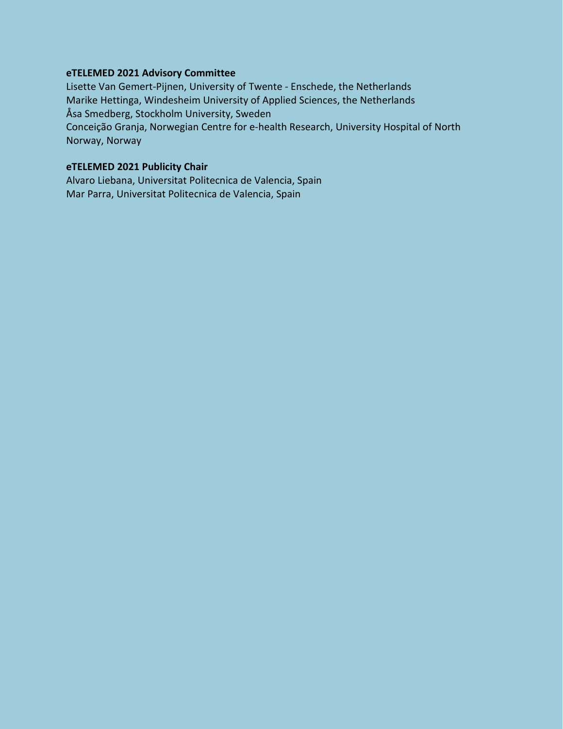**eTELEMED 2021 Advisory Committee**

Lisette Van Gemert-Pijnen, University of Twente - Enschede, the Netherlands
Marike Hettinga, Windesheim University of Applied Sciences, the Netherlands
Åsa Smedberg, Stockholm University, Sweden
Conceição Granja, Norwegian Centre for e-health Research, University Hospital of North Norway, Norway

**eTELEMED 2021 Publicity Chair**

Alvaro Liebana, Universitat Politecnica de Valencia, Spain
Mar Parra, Universitat Politecnica de Valencia, Spain